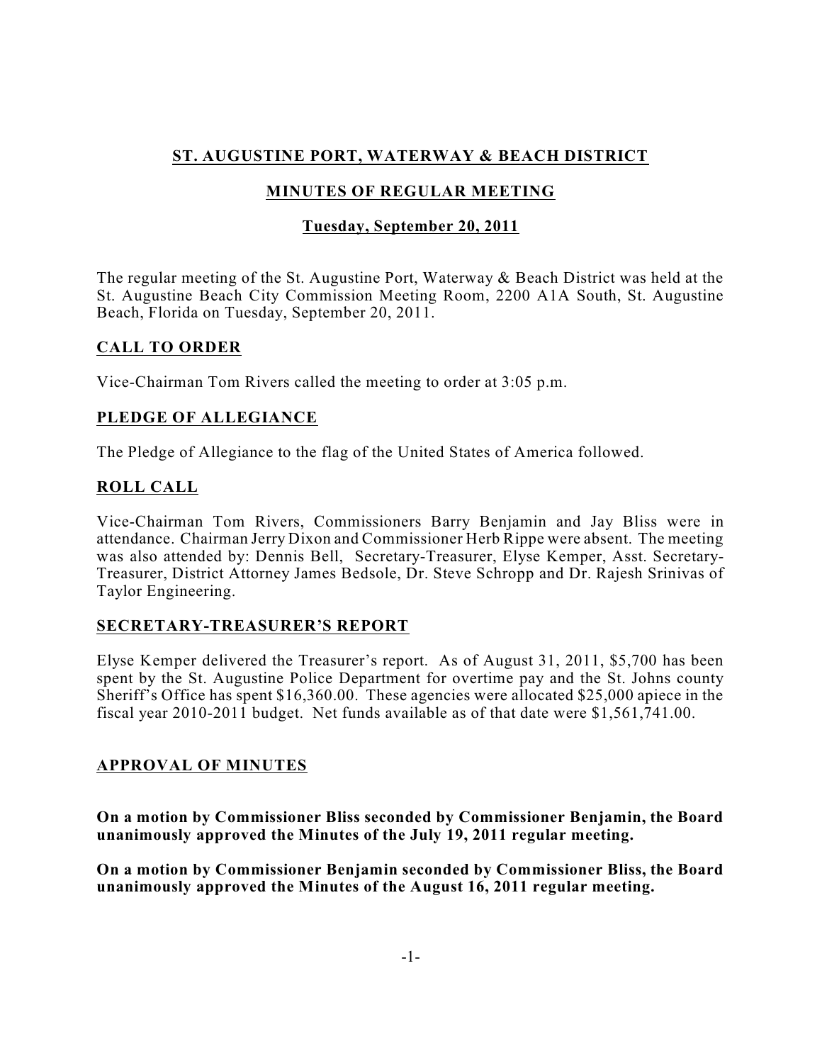# ST. AUGUSTINE PORT, WATERWAY & BEACH DISTRICT

## MINUTES OF REGULAR MEETING

### Tuesday, September 20, 2011

The regular meeting of the St. Augustine Port, Waterway & Beach District was held at the St. Augustine Beach City Commission Meeting Room, 2200 A1A South, St. Augustine Beach, Florida on Tuesday, September 20, 2011.

## CALL TO ORDER

Vice-Chairman Tom Rivers called the meeting to order at 3:05 p.m.

## PLEDGE OF ALLEGIANCE

The Pledge of Allegiance to the flag of the United States of America followed.

## ROLL CALL

Vice-Chairman Tom Rivers, Commissioners Barry Benjamin and Jay Bliss were in attendance. Chairman Jerry Dixon and Commissioner Herb Rippe were absent. The meeting was also attended by: Dennis Bell, Secretary-Treasurer, Elyse Kemper, Asst. Secretary-Treasurer, District Attorney James Bedsole, Dr. Steve Schropp and Dr. Rajesh Srinivas of Taylor Engineering.

## SECRETARY-TREASURER'S REPORT

Elyse Kemper delivered the Treasurer's report. As of August 31, 2011, $5,700 has been spent by the St. Augustine Police Department for overtime pay and the St. Johns county Sheriff's Office has spent $16,360.00. These agencies were allocated $25,000 apiece in the fiscal year 2010-2011 budget. Net funds available as of that date were $1,561,741.00.

## APPROVAL OF MINUTES

**On a motion by Commissioner Bliss seconded by Commissioner Benjamin, the Board unanimously approved the Minutes of the July 19, 2011 regular meeting.**

**On a motion by Commissioner Benjamin seconded by Commissioner Bliss, the Board unanimously approved the Minutes of the August 16, 2011 regular meeting.**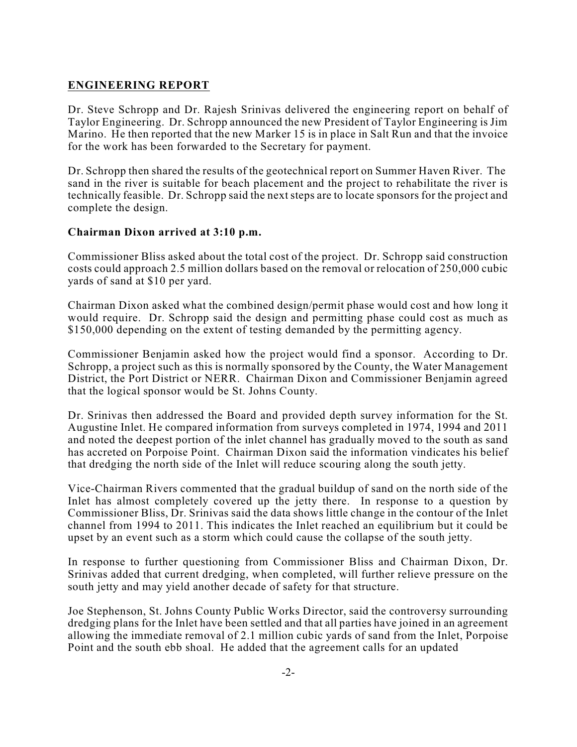## ENGINEERING REPORT

Dr. Steve Schropp and Dr. Rajesh Srinivas delivered the engineering report on behalf of Taylor Engineering. Dr. Schropp announced the new President of Taylor Engineering is Jim Marino. He then reported that the new Marker 15 is in place in Salt Run and that the invoice for the work has been forwarded to the Secretary for payment.

Dr. Schropp then shared the results of the geotechnical report on Summer Haven River. The sand in the river is suitable for beach placement and the project to rehabilitate the river is technically feasible. Dr. Schropp said the next steps are to locate sponsors for the project and complete the design.

**Chairman Dixon arrived at 3:10 p.m.**

Commissioner Bliss asked about the total cost of the project. Dr. Schropp said construction costs could approach 2.5 million dollars based on the removal or relocation of 250,000 cubic yards of sand at $10 per yard.

Chairman Dixon asked what the combined design/permit phase would cost and how long it would require. Dr. Schropp said the design and permitting phase could cost as much as $150,000 depending on the extent of testing demanded by the permitting agency.

Commissioner Benjamin asked how the project would find a sponsor. According to Dr. Schropp, a project such as this is normally sponsored by the County, the Water Management District, the Port District or NERR. Chairman Dixon and Commissioner Benjamin agreed that the logical sponsor would be St. Johns County.

Dr. Srinivas then addressed the Board and provided depth survey information for the St. Augustine Inlet. He compared information from surveys completed in 1974, 1994 and 2011 and noted the deepest portion of the inlet channel has gradually moved to the south as sand has accreted on Porpoise Point. Chairman Dixon said the information vindicates his belief that dredging the north side of the Inlet will reduce scouring along the south jetty.

Vice-Chairman Rivers commented that the gradual buildup of sand on the north side of the Inlet has almost completely covered up the jetty there. In response to a question by Commissioner Bliss, Dr. Srinivas said the data shows little change in the contour of the Inlet channel from 1994 to 2011. This indicates the Inlet reached an equilibrium but it could be upset by an event such as a storm which could cause the collapse of the south jetty.

In response to further questioning from Commissioner Bliss and Chairman Dixon, Dr. Srinivas added that current dredging, when completed, will further relieve pressure on the south jetty and may yield another decade of safety for that structure.

Joe Stephenson, St. Johns County Public Works Director, said the controversy surrounding dredging plans for the Inlet have been settled and that all parties have joined in an agreement allowing the immediate removal of 2.1 million cubic yards of sand from the Inlet, Porpoise Point and the south ebb shoal. He added that the agreement calls for an updated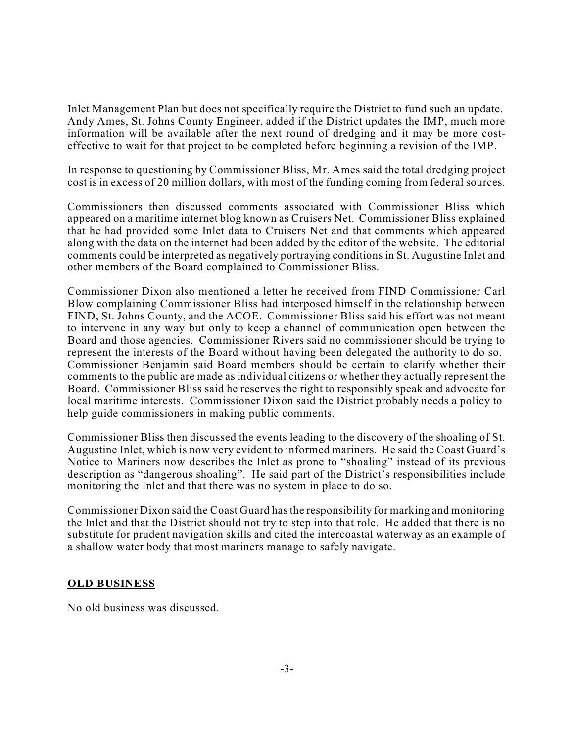Inlet Management Plan but does not specifically require the District to fund such an update. Andy Ames, St. Johns County Engineer, added if the District updates the IMP, much more information will be available after the next round of dredging and it may be more cost-effective to wait for that project to be completed before beginning a revision of the IMP.

In response to questioning by Commissioner Bliss, Mr. Ames said the total dredging project cost is in excess of 20 million dollars, with most of the funding coming from federal sources.

Commissioners then discussed comments associated with Commissioner Bliss which appeared on a maritime internet blog known as Cruisers Net. Commissioner Bliss explained that he had provided some Inlet data to Cruisers Net and that comments which appeared along with the data on the internet had been added by the editor of the website. The editorial comments could be interpreted as negatively portraying conditions in St. Augustine Inlet and other members of the Board complained to Commissioner Bliss.

Commissioner Dixon also mentioned a letter he received from FIND Commissioner Carl Blow complaining Commissioner Bliss had interposed himself in the relationship between FIND, St. Johns County, and the ACOE. Commissioner Bliss said his effort was not meant to intervene in any way but only to keep a channel of communication open between the Board and those agencies. Commissioner Rivers said no commissioner should be trying to represent the interests of the Board without having been delegated the authority to do so. Commissioner Benjamin said Board members should be certain to clarify whether their comments to the public are made as individual citizens or whether they actually represent the Board. Commissioner Bliss said he reserves the right to responsibly speak and advocate for local maritime interests. Commissioner Dixon said the District probably needs a policy to help guide commissioners in making public comments.

Commissioner Bliss then discussed the events leading to the discovery of the shoaling of St. Augustine Inlet, which is now very evident to informed mariners. He said the Coast Guard's Notice to Mariners now describes the Inlet as prone to "shoaling" instead of its previous description as "dangerous shoaling". He said part of the District's responsibilities include monitoring the Inlet and that there was no system in place to do so.

Commissioner Dixon said the Coast Guard has the responsibility for marking and monitoring the Inlet and that the District should not try to step into that role. He added that there is no substitute for prudent navigation skills and cited the intercoastal waterway as an example of a shallow water body that most mariners manage to safely navigate.

## OLD BUSINESS

No old business was discussed.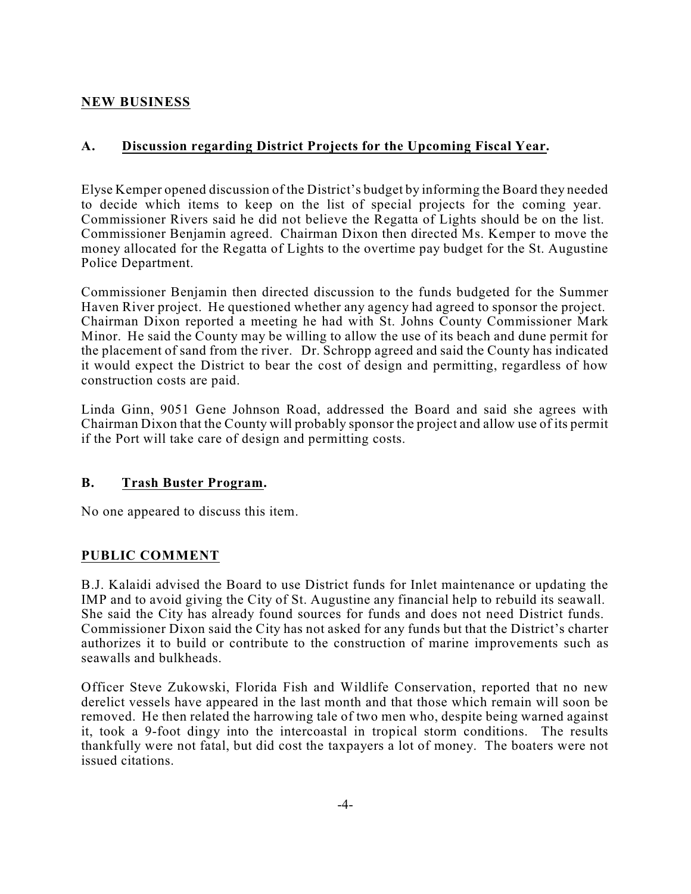## NEW BUSINESS

### A. Discussion regarding District Projects for the Upcoming Fiscal Year.

Elyse Kemper opened discussion of the District's budget by informing the Board they needed to decide which items to keep on the list of special projects for the coming year. Commissioner Rivers said he did not believe the Regatta of Lights should be on the list. Commissioner Benjamin agreed. Chairman Dixon then directed Ms. Kemper to move the money allocated for the Regatta of Lights to the overtime pay budget for the St. Augustine Police Department.

Commissioner Benjamin then directed discussion to the funds budgeted for the Summer Haven River project. He questioned whether any agency had agreed to sponsor the project. Chairman Dixon reported a meeting he had with St. Johns County Commissioner Mark Minor. He said the County may be willing to allow the use of its beach and dune permit for the placement of sand from the river. Dr. Schropp agreed and said the County has indicated it would expect the District to bear the cost of design and permitting, regardless of how construction costs are paid.

Linda Ginn, 9051 Gene Johnson Road, addressed the Board and said she agrees with Chairman Dixon that the County will probably sponsor the project and allow use of its permit if the Port will take care of design and permitting costs.

### B. Trash Buster Program.

No one appeared to discuss this item.

## PUBLIC COMMENT

B.J. Kalaidi advised the Board to use District funds for Inlet maintenance or updating the IMP and to avoid giving the City of St. Augustine any financial help to rebuild its seawall. She said the City has already found sources for funds and does not need District funds. Commissioner Dixon said the City has not asked for any funds but that the District's charter authorizes it to build or contribute to the construction of marine improvements such as seawalls and bulkheads.

Officer Steve Zukowski, Florida Fish and Wildlife Conservation, reported that no new derelict vessels have appeared in the last month and that those which remain will soon be removed. He then related the harrowing tale of two men who, despite being warned against it, took a 9-foot dingy into the intercoastal in tropical storm conditions. The results thankfully were not fatal, but did cost the taxpayers a lot of money. The boaters were not issued citations.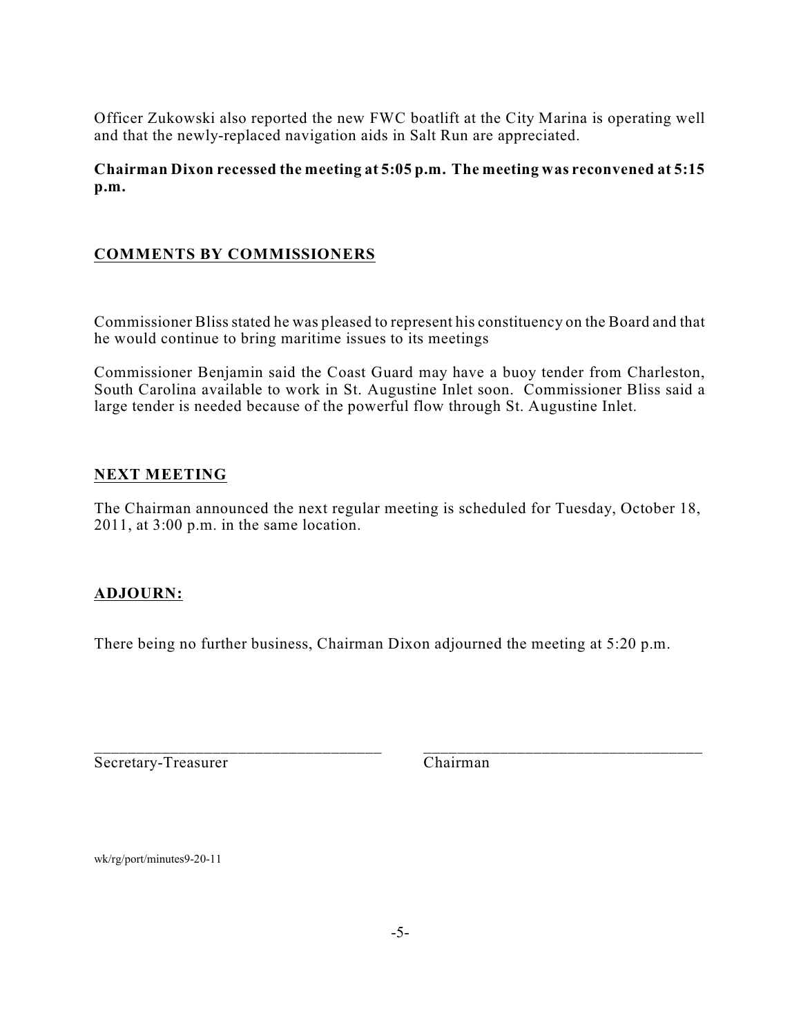Officer Zukowski also reported the new FWC boatlift at the City Marina is operating well and that the newly-replaced navigation aids in Salt Run are appreciated.

**Chairman Dixon recessed the meeting at 5:05 p.m. The meeting was reconvened at 5:15 p.m.**

## COMMENTS BY COMMISSIONERS

Commissioner Bliss stated he was pleased to represent his constituency on the Board and that he would continue to bring maritime issues to its meetings

Commissioner Benjamin said the Coast Guard may have a buoy tender from Charleston, South Carolina available to work in St. Augustine Inlet soon. Commissioner Bliss said a large tender is needed because of the powerful flow through St. Augustine Inlet.

## NEXT MEETING

The Chairman announced the next regular meeting is scheduled for Tuesday, October 18, 2011, at 3:00 p.m. in the same location.

## ADJOURN:

There being no further business, Chairman Dixon adjourned the meeting at 5:20 p.m.

___________________________________ ___________________________________

Secretary-Treasurer Chairman

wk/rg/port/minutes9-20-11